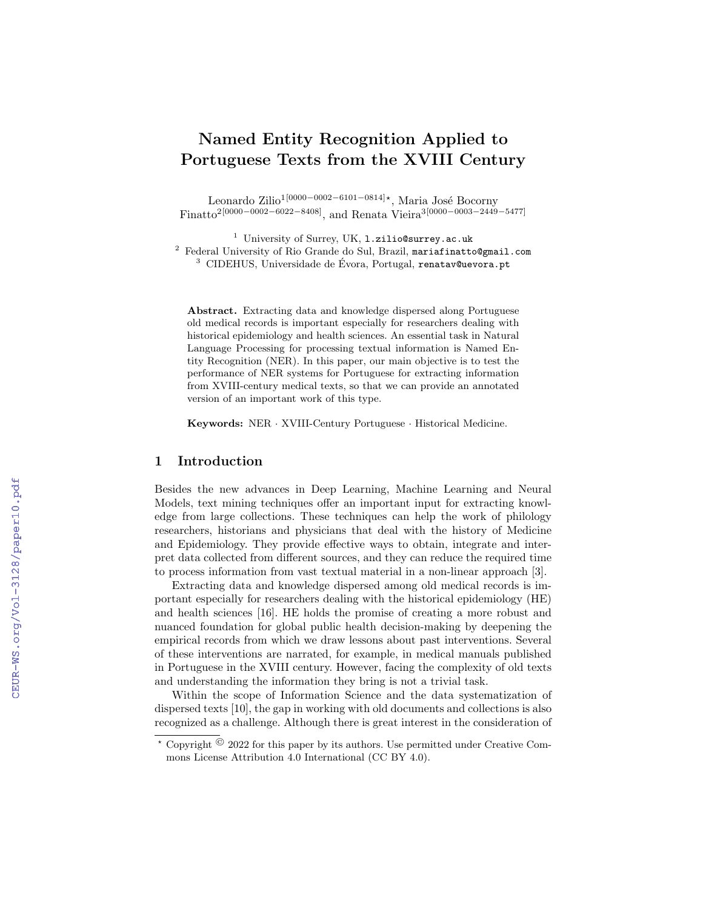# Named Entity Recognition Applied to Portuguese Texts from the XVIII Century

Leonardo Zilio[1[0000−0002−6101−0814]*], Maria José Bocorny Finatto[2[0000−0002−6022−8408]], and Renata Vieira[3[0000−0003−2449−5477]]

[1] University of Surrey, UK, l.zilio@surrey.ac.uk
[2] Federal University of Rio Grande do Sul, Brazil, mariafinatto@gmail.com
[3] CIDEHUS, Universidade de Évora, Portugal, renatav@uevora.pt

**Abstract.** Extracting data and knowledge dispersed along Portuguese old medical records is important especially for researchers dealing with historical epidemiology and health sciences. An essential task in Natural Language Processing for processing textual information is Named Entity Recognition (NER). In this paper, our main objective is to test the performance of NER systems for Portuguese for extracting information from XVIII-century medical texts, so that we can provide an annotated version of an important work of this type.

**Keywords:** NER · XVIII-Century Portuguese · Historical Medicine.

## 1 Introduction

Besides the new advances in Deep Learning, Machine Learning and Neural Models, text mining techniques offer an important input for extracting knowledge from large collections. These techniques can help the work of philology researchers, historians and physicians that deal with the history of Medicine and Epidemiology. They provide effective ways to obtain, integrate and interpret data collected from different sources, and they can reduce the required time to process information from vast textual material in a non-linear approach [3].

Extracting data and knowledge dispersed among old medical records is important especially for researchers dealing with the historical epidemiology (HE) and health sciences [16]. HE holds the promise of creating a more robust and nuanced foundation for global public health decision-making by deepening the empirical records from which we draw lessons about past interventions. Several of these interventions are narrated, for example, in medical manuals published in Portuguese in the XVIII century. However, facing the complexity of old texts and understanding the information they bring is not a trivial task.

Within the scope of Information Science and the data systematization of dispersed texts [10], the gap in working with old documents and collections is also recognized as a challenge. Although there is great interest in the consideration of

* Copyright © 2022 for this paper by its authors. Use permitted under Creative Commons License Attribution 4.0 International (CC BY 4.0).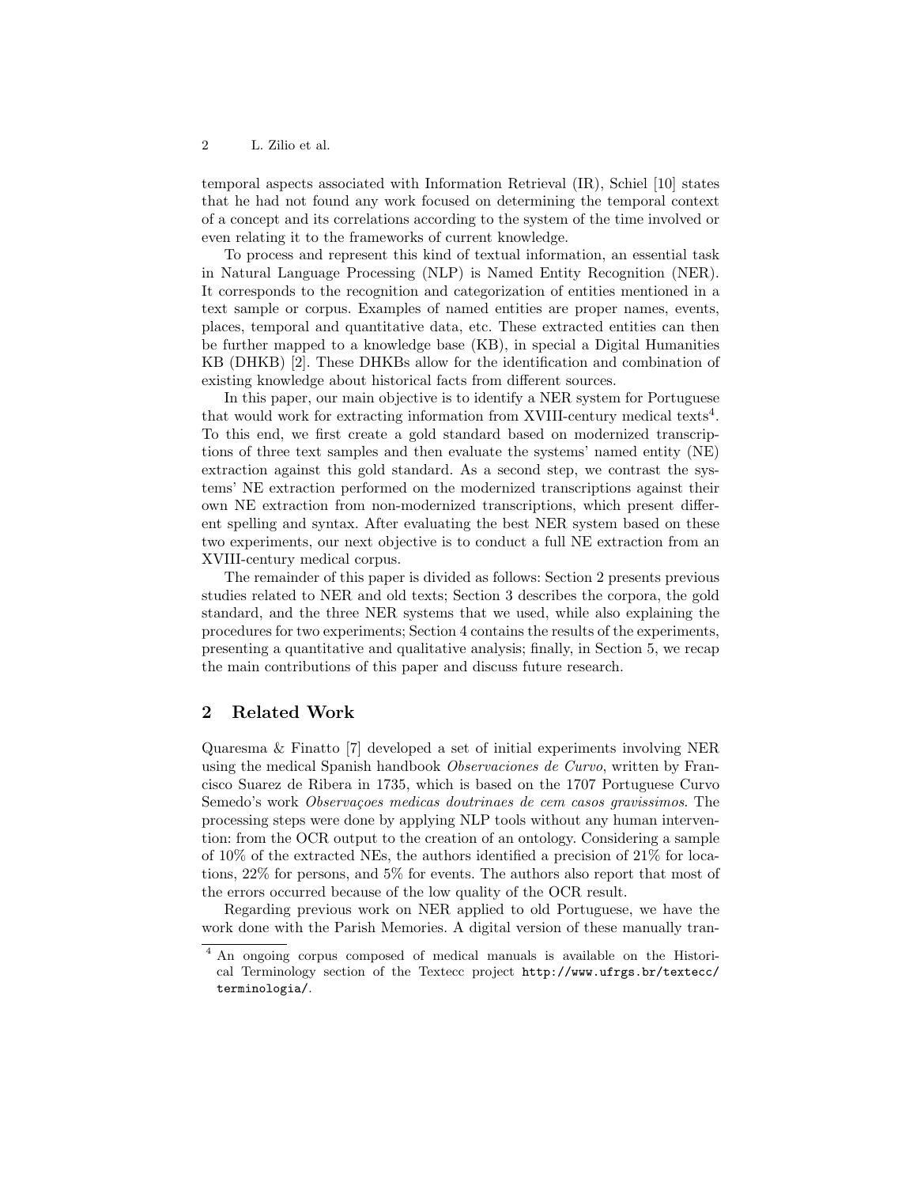temporal aspects associated with Information Retrieval (IR), Schiel [10] states that he had not found any work focused on determining the temporal context of a concept and its correlations according to the system of the time involved or even relating it to the frameworks of current knowledge.

To process and represent this kind of textual information, an essential task in Natural Language Processing (NLP) is Named Entity Recognition (NER). It corresponds to the recognition and categorization of entities mentioned in a text sample or corpus. Examples of named entities are proper names, events, places, temporal and quantitative data, etc. These extracted entities can then be further mapped to a knowledge base (KB), in special a Digital Humanities KB (DHKB) [2]. These DHKBs allow for the identification and combination of existing knowledge about historical facts from different sources.

In this paper, our main objective is to identify a NER system for Portuguese that would work for extracting information from XVIII-century medical texts[4]. To this end, we first create a gold standard based on modernized transcriptions of three text samples and then evaluate the systems' named entity (NE) extraction against this gold standard. As a second step, we contrast the systems' NE extraction performed on the modernized transcriptions against their own NE extraction from non-modernized transcriptions, which present different spelling and syntax. After evaluating the best NER system based on these two experiments, our next objective is to conduct a full NE extraction from an XVIII-century medical corpus.

The remainder of this paper is divided as follows: Section 2 presents previous studies related to NER and old texts; Section 3 describes the corpora, the gold standard, and the three NER systems that we used, while also explaining the procedures for two experiments; Section 4 contains the results of the experiments, presenting a quantitative and qualitative analysis; finally, in Section 5, we recap the main contributions of this paper and discuss future research.

## 2 Related Work

Quaresma & Finatto [7] developed a set of initial experiments involving NER using the medical Spanish handbook *Observaciones de Curvo*, written by Francisco Suarez de Ribera in 1735, which is based on the 1707 Portuguese Curvo Semedo's work *Observaçoes medicas doutrinaes de cem casos gravissimos*. The processing steps were done by applying NLP tools without any human intervention: from the OCR output to the creation of an ontology. Considering a sample of 10% of the extracted NEs, the authors identified a precision of 21% for locations, 22% for persons, and 5% for events. The authors also report that most of the errors occurred because of the low quality of the OCR result.

Regarding previous work on NER applied to old Portuguese, we have the work done with the Parish Memories. A digital version of these manually tran-

[4] An ongoing corpus composed of medical manuals is available on the Historical Terminology section of the Textecc project http://www.ufrgs.br/textecc/terminologia/.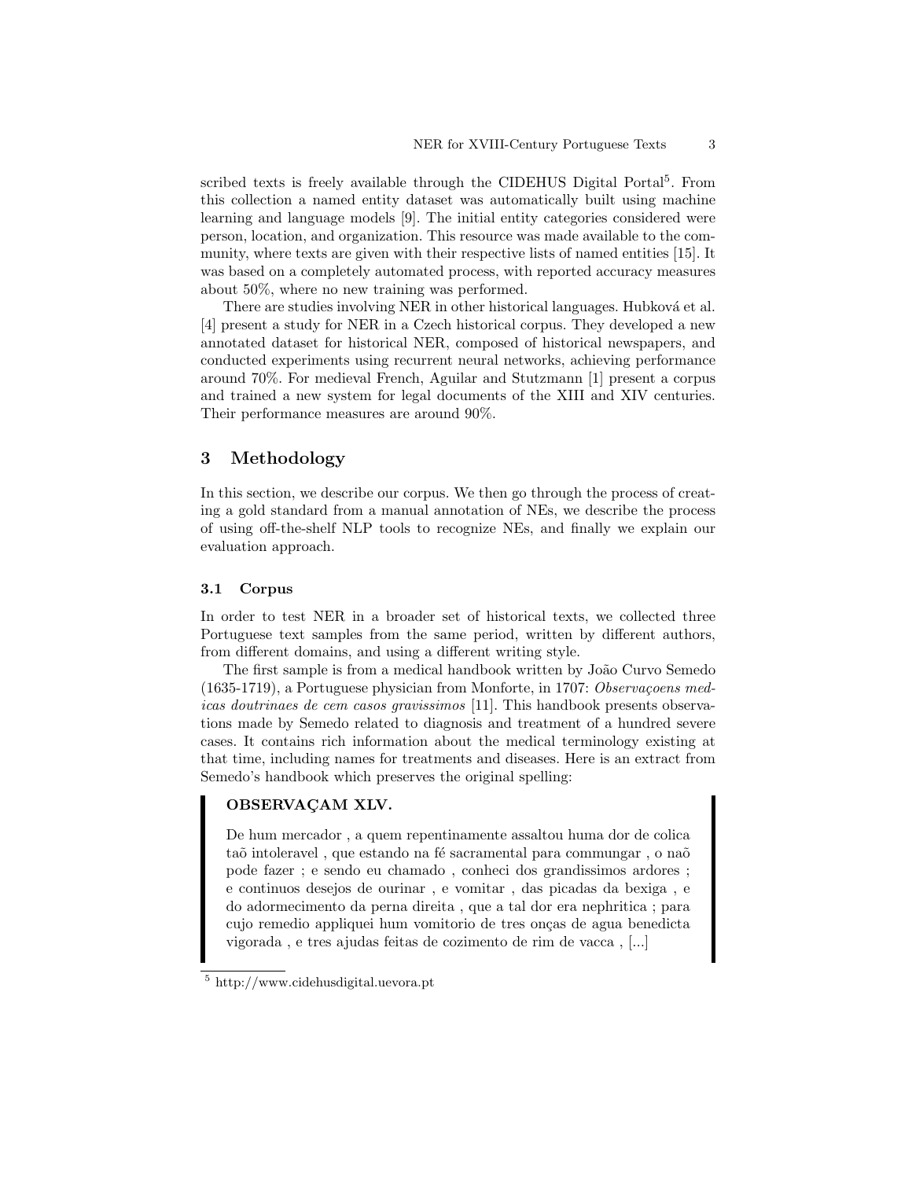scribed texts is freely available through the CIDEHUS Digital Portal[5]. From this collection a named entity dataset was automatically built using machine learning and language models [9]. The initial entity categories considered were person, location, and organization. This resource was made available to the community, where texts are given with their respective lists of named entities [15]. It was based on a completely automated process, with reported accuracy measures about 50%, where no new training was performed.

There are studies involving NER in other historical languages. Hubková et al. [4] present a study for NER in a Czech historical corpus. They developed a new annotated dataset for historical NER, composed of historical newspapers, and conducted experiments using recurrent neural networks, achieving performance around 70%. For medieval French, Aguilar and Stutzmann [1] present a corpus and trained a new system for legal documents of the XIII and XIV centuries. Their performance measures are around 90%.

## 3 Methodology

In this section, we describe our corpus. We then go through the process of creating a gold standard from a manual annotation of NEs, we describe the process of using off-the-shelf NLP tools to recognize NEs, and finally we explain our evaluation approach.

### 3.1 Corpus

In order to test NER in a broader set of historical texts, we collected three Portuguese text samples from the same period, written by different authors, from different domains, and using a different writing style.

The first sample is from a medical handbook written by João Curvo Semedo (1635-1719), a Portuguese physician from Monforte, in 1707: *Observaçoens medicas doutrinaes de cem casos gravissimos* [11]. This handbook presents observations made by Semedo related to diagnosis and treatment of a hundred severe cases. It contains rich information about the medical terminology existing at that time, including names for treatments and diseases. Here is an extract from Semedo's handbook which preserves the original spelling:

> **OBSERVAÇAM XLV.**
>
> De hum mercador , a quem repentinamente assaltou huma dor de colica taõ intoleravel , que estando na fé sacramental para commungar , o naõ pode fazer ; e sendo eu chamado , conheci dos grandissimos ardores ; e continuos desejos de ourinar , e vomitar , das picadas da bexiga , e do adormecimento da perna direita , que a tal dor era nephritica ; para cujo remedio appliquei hum vomitorio de tres onças de agua benedicta vigorada , e tres ajudas feitas de cozimento de rim de vacca , [...]

[5] http://www.cidehusdigital.uevora.pt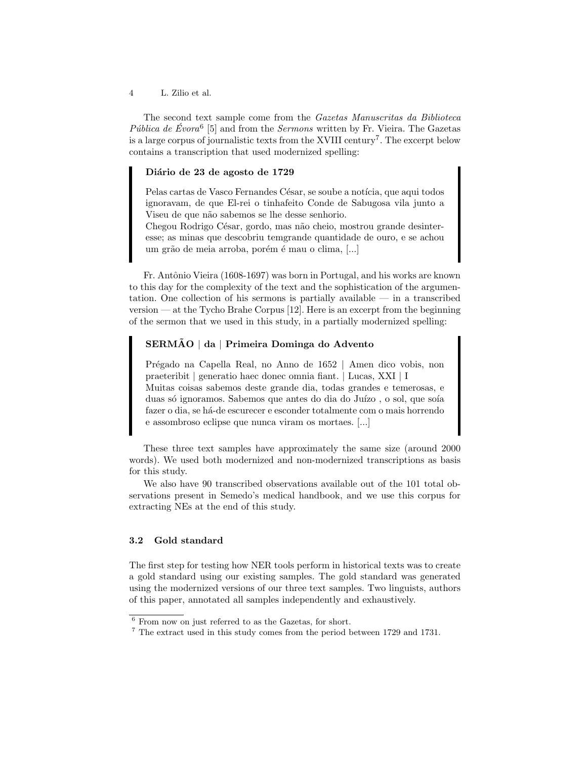The second text sample come from the *Gazetas Manuscritas da Biblioteca Pública de Évora*[6] [5] and from the *Sermons* written by Fr. Vieira. The Gazetas is a large corpus of journalistic texts from the XVIII century[7]. The excerpt below contains a transcription that used modernized spelling:

> **Diário de 23 de agosto de 1729**
>
> Pelas cartas de Vasco Fernandes César, se soube a notícia, que aqui todos ignoravam, de que El-rei o tinhafeito Conde de Sabugosa vila junto a Viseu de que não sabemos se lhe desse senhorio.
> Chegou Rodrigo César, gordo, mas não cheio, mostrou grande desinteresse; as minas que descobriu temgrande quantidade de ouro, e se achou um grão de meia arroba, porém é mau o clima, [...]

Fr. Antônio Vieira (1608-1697) was born in Portugal, and his works are known to this day for the complexity of the text and the sophistication of the argumentation. One collection of his sermons is partially available — in a transcribed version — at the Tycho Brahe Corpus [12]. Here is an excerpt from the beginning of the sermon that we used in this study, in a partially modernized spelling:

> **SERMÃO | da | Primeira Dominga do Advento**
>
> Prégado na Capella Real, no Anno de 1652 | Amen dico vobis, non praeteribit | generatio haec donec omnia fiant. | Lucas, XXI | I
> Muitas coisas sabemos deste grande dia, todas grandes e temerosas, e duas só ignoramos. Sabemos que antes do dia do Juízo , o sol, que soía fazer o dia, se há-de escurecer e esconder totalmente com o mais horrendo e assombroso eclipse que nunca viram os mortaes. [...]

These three text samples have approximately the same size (around 2000 words). We used both modernized and non-modernized transcriptions as basis for this study.

We also have 90 transcribed observations available out of the 101 total observations present in Semedo's medical handbook, and we use this corpus for extracting NEs at the end of this study.

### 3.2 Gold standard

The first step for testing how NER tools perform in historical texts was to create a gold standard using our existing samples. The gold standard was generated using the modernized versions of our three text samples. Two linguists, authors of this paper, annotated all samples independently and exhaustively.

[6] From now on just referred to as the Gazetas, for short.

[7] The extract used in this study comes from the period between 1729 and 1731.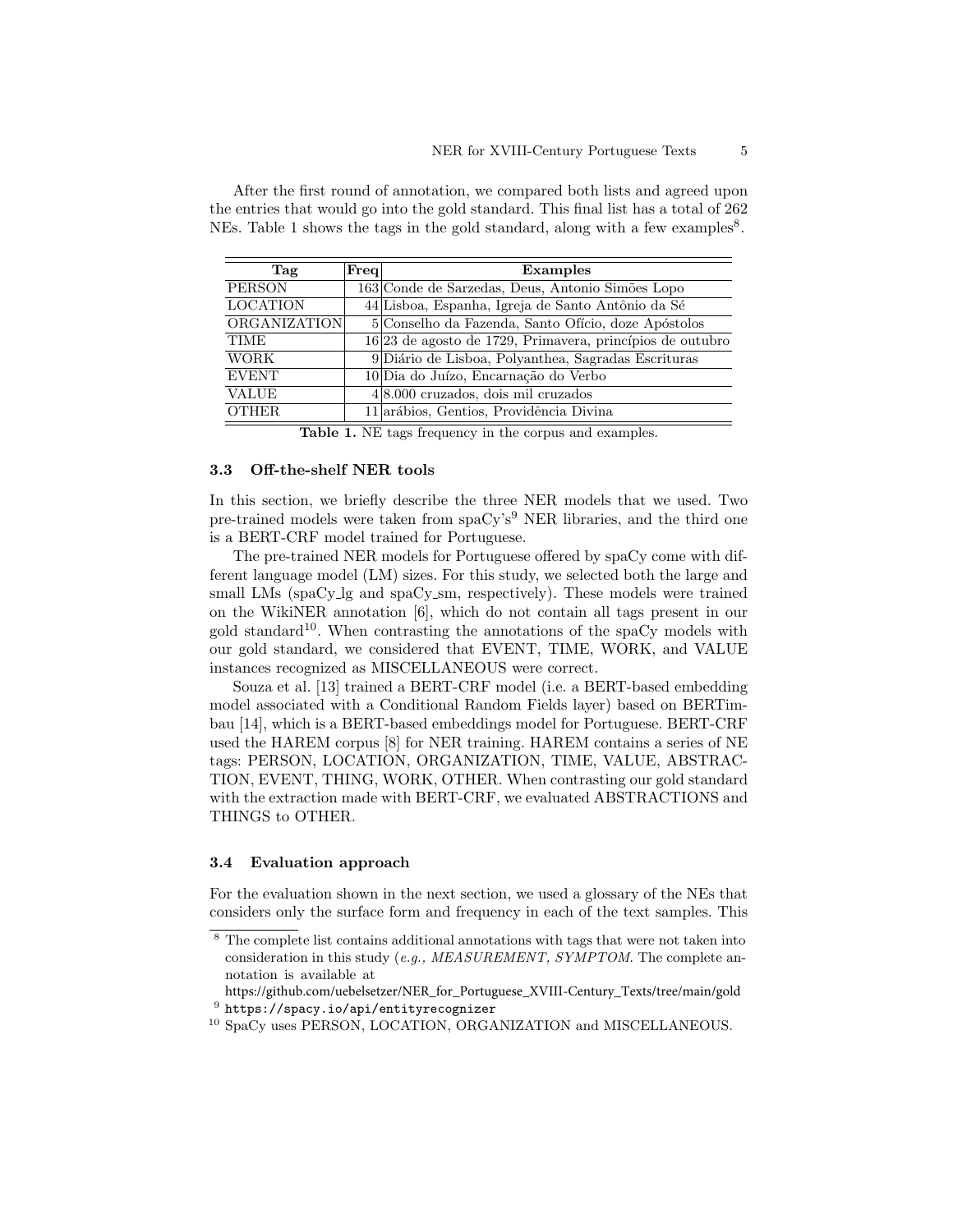After the first round of annotation, we compared both lists and agreed upon the entries that would go into the gold standard. This final list has a total of 262 NEs. Table 1 shows the tags in the gold standard, along with a few examples[8].

| Tag | Freq | Examples |
|---|---|---|
| PERSON | 163 | Conde de Sarzedas, Deus, Antonio Simões Lopo |
| LOCATION | 44 | Lisboa, Espanha, Igreja de Santo Antônio da Sé |
| ORGANIZATION | 5 | Conselho da Fazenda, Santo Ofício, doze Apóstolos |
| TIME | 16 | 23 de agosto de 1729, Primavera, princípios de outubro |
| WORK | 9 | Diário de Lisboa, Polyanthea, Sagradas Escrituras |
| EVENT | 10 | Dia do Juízo, Encarnação do Verbo |
| VALUE | 4 | 8.000 cruzados, dois mil cruzados |
| OTHER | 11 | arábios, Gentios, Providência Divina |

**Table 1.** NE tags frequency in the corpus and examples.

### 3.3 Off-the-shelf NER tools

In this section, we briefly describe the three NER models that we used. Two pre-trained models were taken from spaCy's[9] NER libraries, and the third one is a BERT-CRF model trained for Portuguese.

The pre-trained NER models for Portuguese offered by spaCy come with different language model (LM) sizes. For this study, we selected both the large and small LMs (spaCy_lg and spaCy_sm, respectively). These models were trained on the WikiNER annotation [6], which do not contain all tags present in our gold standard[10]. When contrasting the annotations of the spaCy models with our gold standard, we considered that EVENT, TIME, WORK, and VALUE instances recognized as MISCELLANEOUS were correct.

Souza et al. [13] trained a BERT-CRF model (i.e. a BERT-based embedding model associated with a Conditional Random Fields layer) based on BERTimbau [14], which is a BERT-based embeddings model for Portuguese. BERT-CRF used the HAREM corpus [8] for NER training. HAREM contains a series of NE tags: PERSON, LOCATION, ORGANIZATION, TIME, VALUE, ABSTRACTION, EVENT, THING, WORK, OTHER. When contrasting our gold standard with the extraction made with BERT-CRF, we evaluated ABSTRACTIONS and THINGS to OTHER.

### 3.4 Evaluation approach

For the evaluation shown in the next section, we used a glossary of the NEs that considers only the surface form and frequency in each of the text samples. This

---

[8] The complete list contains additional annotations with tags that were not taken into consideration in this study (*e.g., MEASUREMENT, SYMPTOM*. The complete annotation is available at https://github.com/uebelsetzer/NER_for_Portuguese_XVIII-Century_Texts/tree/main/gold

[9] `https://spacy.io/api/entityrecognizer`

[10] SpaCy uses PERSON, LOCATION, ORGANIZATION and MISCELLANEOUS.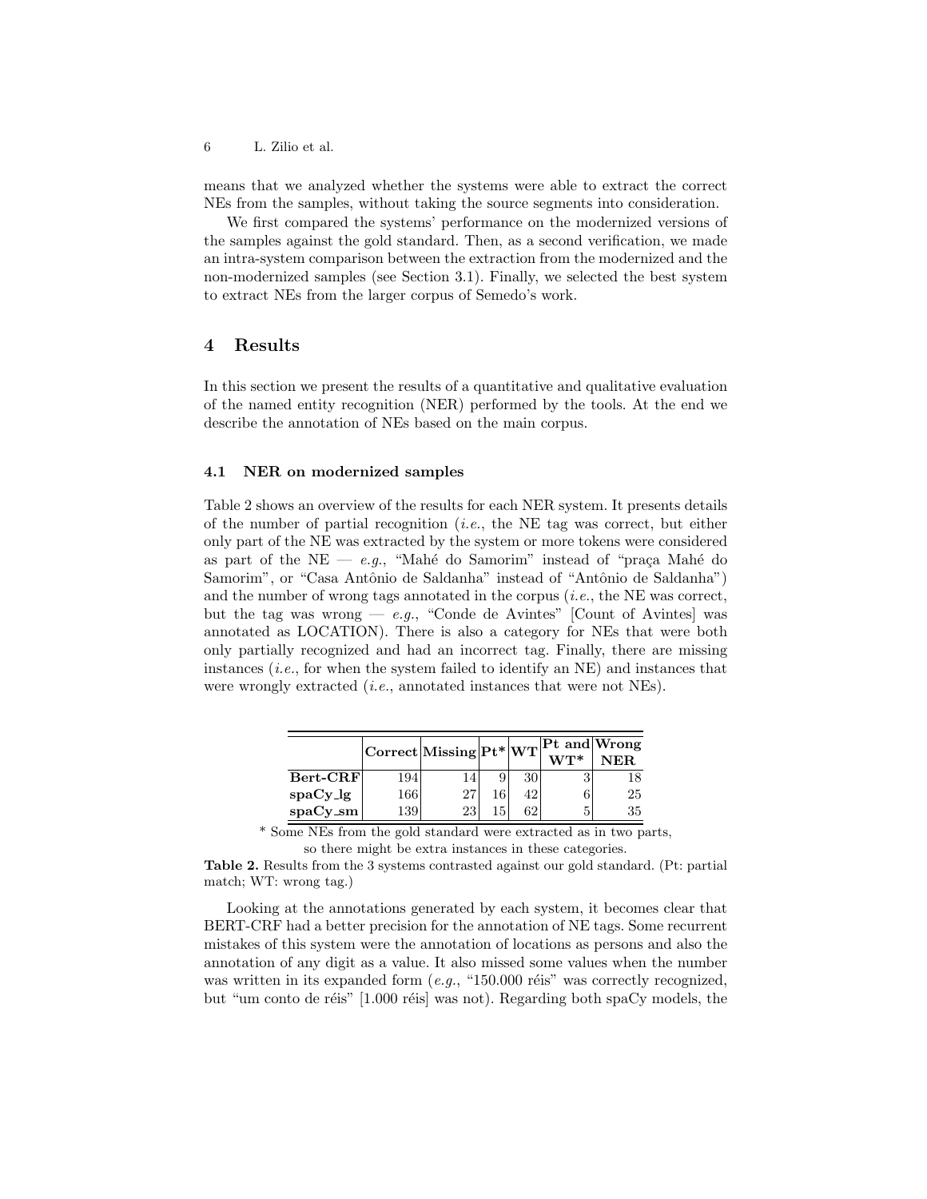means that we analyzed whether the systems were able to extract the correct NEs from the samples, without taking the source segments into consideration.

We first compared the systems' performance on the modernized versions of the samples against the gold standard. Then, as a second verification, we made an intra-system comparison between the extraction from the modernized and the non-modernized samples (see Section 3.1). Finally, we selected the best system to extract NEs from the larger corpus of Semedo's work.

## 4 Results

In this section we present the results of a quantitative and qualitative evaluation of the named entity recognition (NER) performed by the tools. At the end we describe the annotation of NEs based on the main corpus.

### 4.1 NER on modernized samples

Table 2 shows an overview of the results for each NER system. It presents details of the number of partial recognition (*i.e.*, the NE tag was correct, but either only part of the NE was extracted by the system or more tokens were considered as part of the NE — *e.g.*, "Mahé do Samorim" instead of "praça Mahé do Samorim", or "Casa Antônio de Saldanha" instead of "Antônio de Saldanha") and the number of wrong tags annotated in the corpus (*i.e.*, the NE was correct, but the tag was wrong — *e.g.*, "Conde de Avintes" [Count of Avintes] was annotated as LOCATION). There is also a category for NEs that were both only partially recognized and had an incorrect tag. Finally, there are missing instances (*i.e.*, for when the system failed to identify an NE) and instances that were wrongly extracted (*i.e.*, annotated instances that were not NEs).

| | Correct | Missing | Pt* | WT | Pt and WT* | Wrong NER |
|---|---|---|---|---|---|---|
| **Bert-CRF** | 194 | 14 | 9 | 30 | 3 | 18 |
| **spaCy_lg** | 166 | 27 | 16 | 42 | 6 | 25 |
| **spaCy_sm** | 139 | 23 | 15 | 62 | 5 | 35 |

\* Some NEs from the gold standard were extracted as in two parts, so there might be extra instances in these categories.

**Table 2.** Results from the 3 systems contrasted against our gold standard. (Pt: partial match; WT: wrong tag.)

Looking at the annotations generated by each system, it becomes clear that BERT-CRF had a better precision for the annotation of NE tags. Some recurrent mistakes of this system were the annotation of locations as persons and also the annotation of any digit as a value. It also missed some values when the number was written in its expanded form (*e.g.*, "150.000 réis" was correctly recognized, but "um conto de réis" [1.000 réis] was not). Regarding both spaCy models, the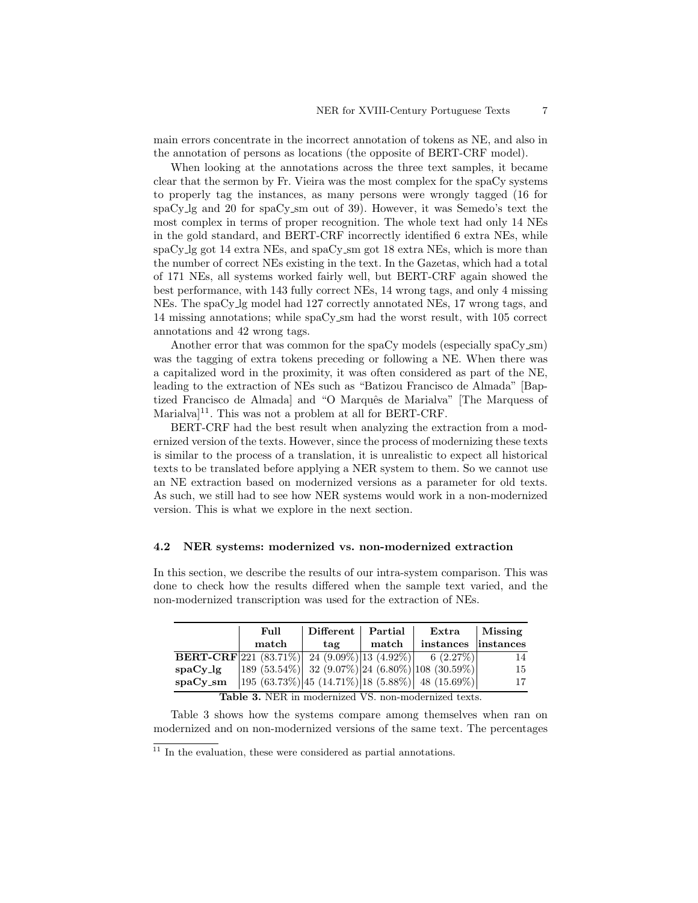main errors concentrate in the incorrect annotation of tokens as NE, and also in the annotation of persons as locations (the opposite of BERT-CRF model).

When looking at the annotations across the three text samples, it became clear that the sermon by Fr. Vieira was the most complex for the spaCy systems to properly tag the instances, as many persons were wrongly tagged (16 for spaCy_lg and 20 for spaCy_sm out of 39). However, it was Semedo's text the most complex in terms of proper recognition. The whole text had only 14 NEs in the gold standard, and BERT-CRF incorrectly identified 6 extra NEs, while spaCy_lg got 14 extra NEs, and spaCy_sm got 18 extra NEs, which is more than the number of correct NEs existing in the text. In the Gazetas, which had a total of 171 NEs, all systems worked fairly well, but BERT-CRF again showed the best performance, with 143 fully correct NEs, 14 wrong tags, and only 4 missing NEs. The spaCy_lg model had 127 correctly annotated NEs, 17 wrong tags, and 14 missing annotations; while spaCy_sm had the worst result, with 105 correct annotations and 42 wrong tags.

Another error that was common for the spaCy models (especially spaCy_sm) was the tagging of extra tokens preceding or following a NE. When there was a capitalized word in the proximity, it was often considered as part of the NE, leading to the extraction of NEs such as "Batizou Francisco de Almada" [Baptized Francisco de Almada] and "O Marquês de Marialva" [The Marquess of Marialva][11]. This was not a problem at all for BERT-CRF.

BERT-CRF had the best result when analyzing the extraction from a modernized version of the texts. However, since the process of modernizing these texts is similar to the process of a translation, it is unrealistic to expect all historical texts to be translated before applying a NER system to them. So we cannot use an NE extraction based on modernized versions as a parameter for old texts. As such, we still had to see how NER systems would work in a non-modernized version. This is what we explore in the next section.

### 4.2 NER systems: modernized vs. non-modernized extraction

In this section, we describe the results of our intra-system comparison. This was done to check how the results differed when the sample text varied, and the non-modernized transcription was used for the extraction of NEs.

| | Full match | Different tag | Partial match | Extra instances | Missing instances |
|---|---|---|---|---|---|
| **BERT-CRF** | 221 (83.71%) | 24 (9.09%) | 13 (4.92%) | 6 (2.27%) | 14 |
| **spaCy_lg** | 189 (53.54%) | 32 (9.07%) | 24 (6.80%) | 108 (30.59%) | 15 |
| **spaCy_sm** | 195 (63.73%) | 45 (14.71%) | 18 (5.88%) | 48 (15.69%) | 17 |

**Table 3.** NER in modernized VS. non-modernized texts.

Table 3 shows how the systems compare among themselves when ran on modernized and on non-modernized versions of the same text. The percentages

[11] In the evaluation, these were considered as partial annotations.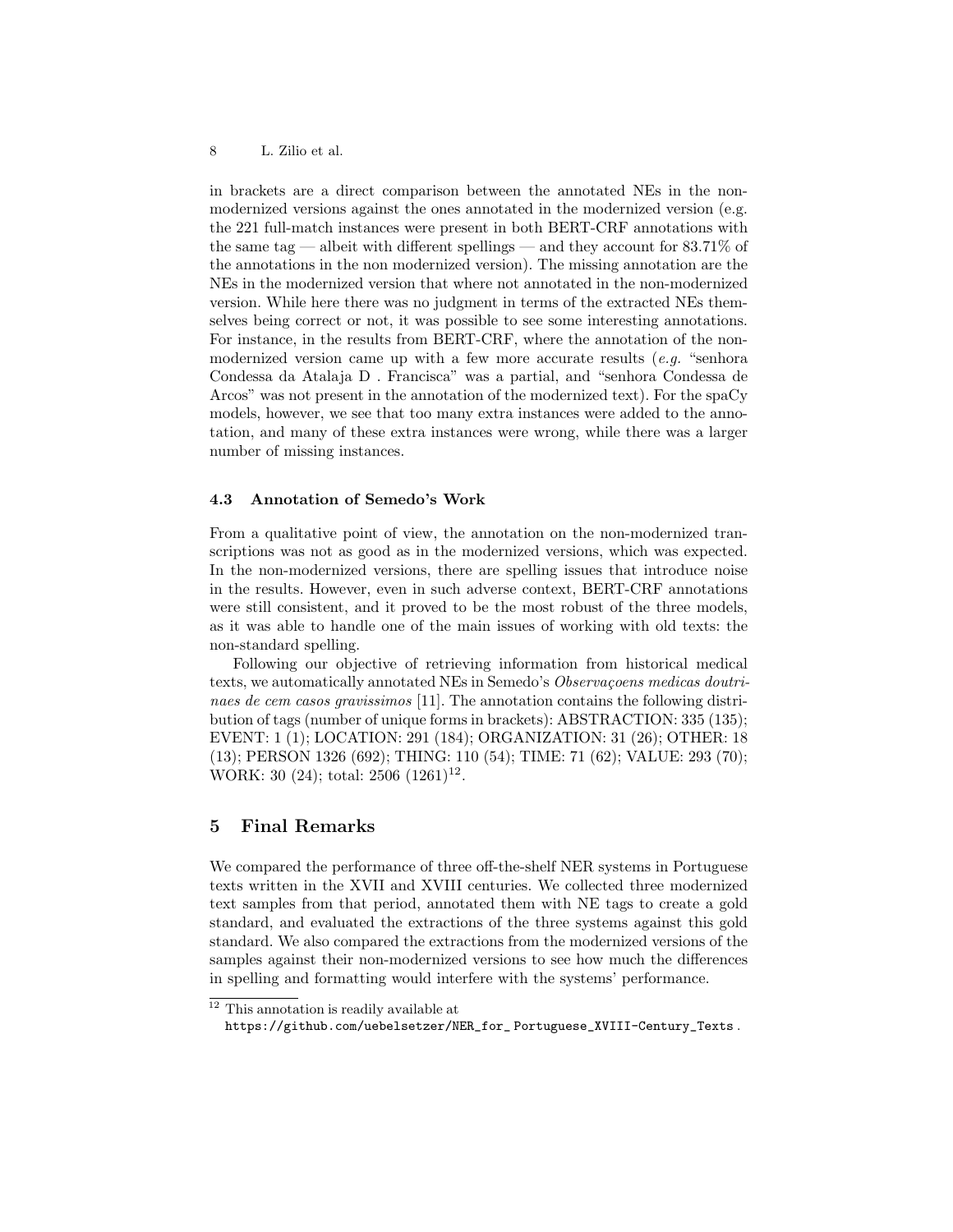in brackets are a direct comparison between the annotated NEs in the non-modernized versions against the ones annotated in the modernized version (e.g. the 221 full-match instances were present in both BERT-CRF annotations with the same tag — albeit with different spellings — and they account for 83.71% of the annotations in the non modernized version). The missing annotation are the NEs in the modernized version that where not annotated in the non-modernized version. While here there was no judgment in terms of the extracted NEs themselves being correct or not, it was possible to see some interesting annotations. For instance, in the results from BERT-CRF, where the annotation of the non-modernized version came up with a few more accurate results (*e.g.* "senhora Condessa da Atalaja D . Francisca" was a partial, and "senhora Condessa de Arcos" was not present in the annotation of the modernized text). For the spaCy models, however, we see that too many extra instances were added to the annotation, and many of these extra instances were wrong, while there was a larger number of missing instances.

### 4.3 Annotation of Semedo's Work

From a qualitative point of view, the annotation on the non-modernized transcriptions was not as good as in the modernized versions, which was expected. In the non-modernized versions, there are spelling issues that introduce noise in the results. However, even in such adverse context, BERT-CRF annotations were still consistent, and it proved to be the most robust of the three models, as it was able to handle one of the main issues of working with old texts: the non-standard spelling.

Following our objective of retrieving information from historical medical texts, we automatically annotated NEs in Semedo's *Observaçoens medicas doutrinaes de cem casos gravissimos* [11]. The annotation contains the following distribution of tags (number of unique forms in brackets): ABSTRACTION: 335 (135); EVENT: 1 (1); LOCATION: 291 (184); ORGANIZATION: 31 (26); OTHER: 18 (13); PERSON 1326 (692); THING: 110 (54); TIME: 71 (62); VALUE: 293 (70); WORK: 30 (24); total: 2506 (1261)[12].

## 5 Final Remarks

We compared the performance of three off-the-shelf NER systems in Portuguese texts written in the XVII and XVIII centuries. We collected three modernized text samples from that period, annotated them with NE tags to create a gold standard, and evaluated the extractions of the three systems against this gold standard. We also compared the extractions from the modernized versions of the samples against their non-modernized versions to see how much the differences in spelling and formatting would interfere with the systems' performance.

[12] This annotation is readily available at https://github.com/uebelsetzer/NER_for_ Portuguese_XVIII-Century_Texts .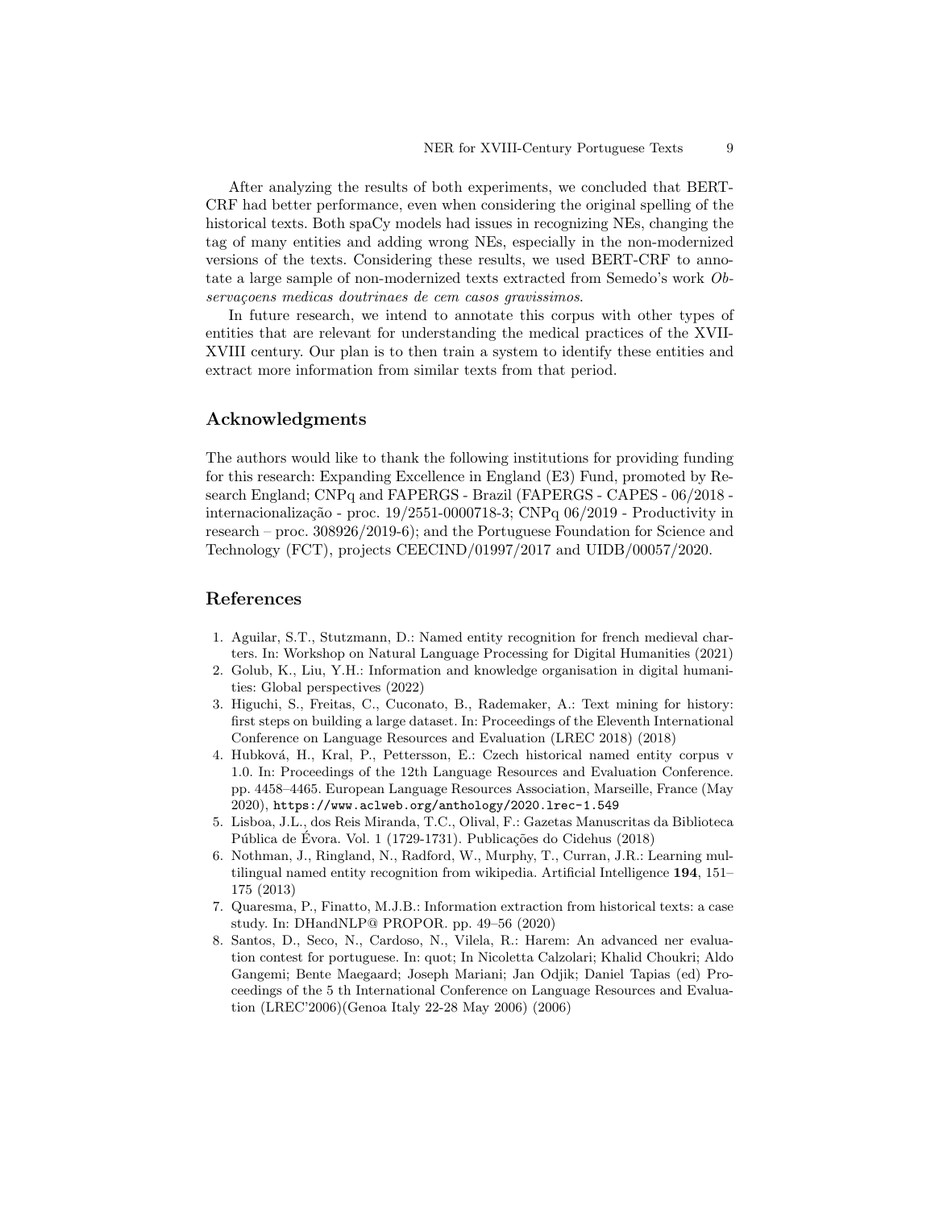After analyzing the results of both experiments, we concluded that BERT-CRF had better performance, even when considering the original spelling of the historical texts. Both spaCy models had issues in recognizing NEs, changing the tag of many entities and adding wrong NEs, especially in the non-modernized versions of the texts. Considering these results, we used BERT-CRF to annotate a large sample of non-modernized texts extracted from Semedo's work *Observaçoens medicas doutrinaes de cem casos gravissimos*.

In future research, we intend to annotate this corpus with other types of entities that are relevant for understanding the medical practices of the XVII-XVIII century. Our plan is to then train a system to identify these entities and extract more information from similar texts from that period.

## Acknowledgments

The authors would like to thank the following institutions for providing funding for this research: Expanding Excellence in England (E3) Fund, promoted by Research England; CNPq and FAPERGS - Brazil (FAPERGS - CAPES - 06/2018 - internacionalização - proc. 19/2551-0000718-3; CNPq 06/2019 - Productivity in research – proc. 308926/2019-6); and the Portuguese Foundation for Science and Technology (FCT), projects CEECIND/01997/2017 and UIDB/00057/2020.

## References

1. Aguilar, S.T., Stutzmann, D.: Named entity recognition for french medieval charters. In: Workshop on Natural Language Processing for Digital Humanities (2021)
2. Golub, K., Liu, Y.H.: Information and knowledge organisation in digital humanities: Global perspectives (2022)
3. Higuchi, S., Freitas, C., Cuconato, B., Rademaker, A.: Text mining for history: first steps on building a large dataset. In: Proceedings of the Eleventh International Conference on Language Resources and Evaluation (LREC 2018) (2018)
4. Hubková, H., Kral, P., Pettersson, E.: Czech historical named entity corpus v 1.0. In: Proceedings of the 12th Language Resources and Evaluation Conference. pp. 4458–4465. European Language Resources Association, Marseille, France (May 2020), `https://www.aclweb.org/anthology/2020.lrec-1.549`
5. Lisboa, J.L., dos Reis Miranda, T.C., Olival, F.: Gazetas Manuscritas da Biblioteca Pública de Évora. Vol. 1 (1729-1731). Publicações do Cidehus (2018)
6. Nothman, J., Ringland, N., Radford, W., Murphy, T., Curran, J.R.: Learning multilingual named entity recognition from wikipedia. Artificial Intelligence **194**, 151–175 (2013)
7. Quaresma, P., Finatto, M.J.B.: Information extraction from historical texts: a case study. In: DHandNLP@ PROPOR. pp. 49–56 (2020)
8. Santos, D., Seco, N., Cardoso, N., Vilela, R.: Harem: An advanced ner evaluation contest for portuguese. In: quot; In Nicoletta Calzolari; Khalid Choukri; Aldo Gangemi; Bente Maegaard; Joseph Mariani; Jan Odjik; Daniel Tapias (ed) Proceedings of the 5 th International Conference on Language Resources and Evaluation (LREC'2006)(Genoa Italy 22-28 May 2006) (2006)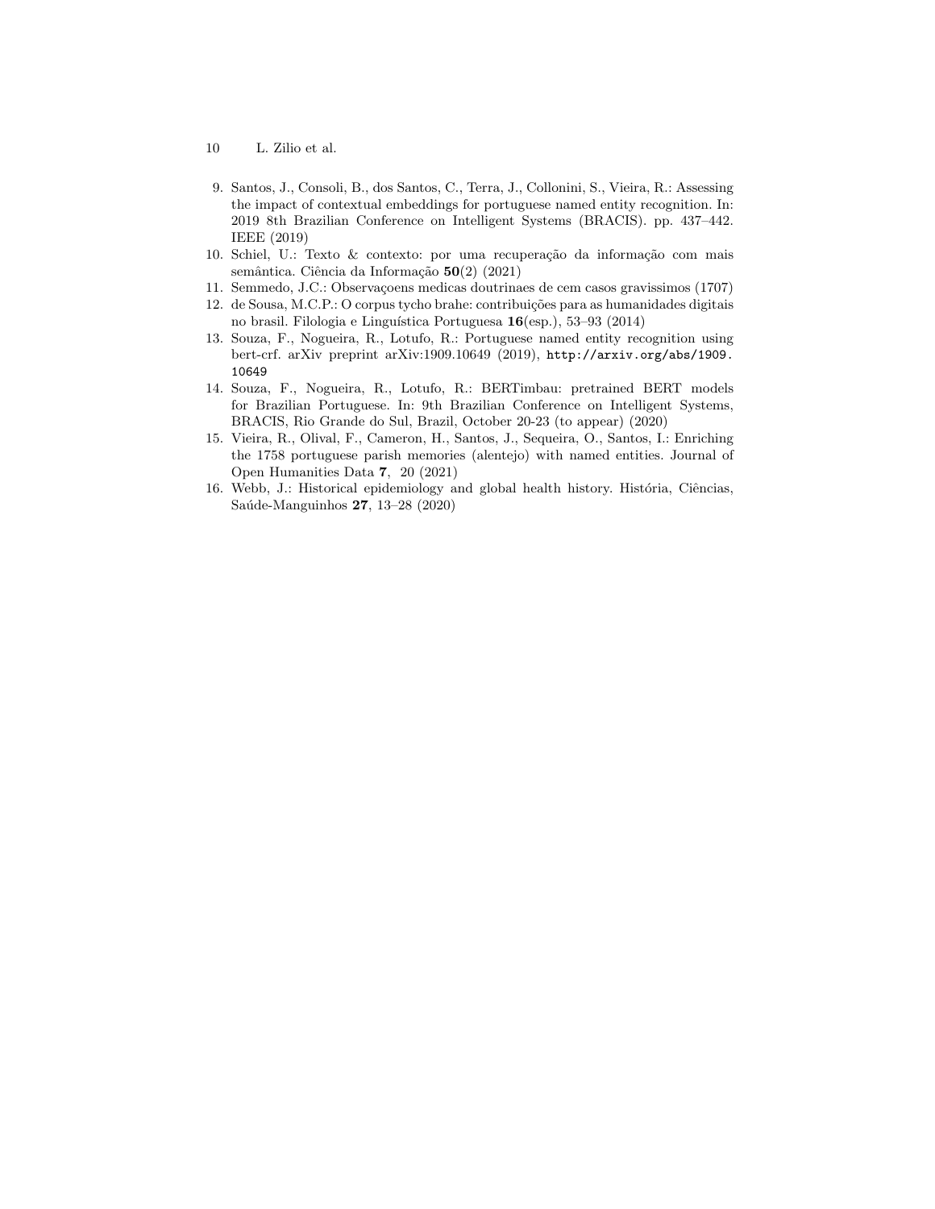9. Santos, J., Consoli, B., dos Santos, C., Terra, J., Collonini, S., Vieira, R.: Assessing the impact of contextual embeddings for portuguese named entity recognition. In: 2019 8th Brazilian Conference on Intelligent Systems (BRACIS). pp. 437–442. IEEE (2019)
10. Schiel, U.: Texto & contexto: por uma recuperação da informação com mais semântica. Ciência da Informação **50**(2) (2021)
11. Semmedo, J.C.: Observaçoens medicas doutrinaes de cem casos gravissimos (1707)
12. de Sousa, M.C.P.: O corpus tycho brahe: contribuições para as humanidades digitais no brasil. Filologia e Linguística Portuguesa **16**(esp.), 53–93 (2014)
13. Souza, F., Nogueira, R., Lotufo, R.: Portuguese named entity recognition using bert-crf. arXiv preprint arXiv:1909.10649 (2019), `http://arxiv.org/abs/1909.10649`
14. Souza, F., Nogueira, R., Lotufo, R.: BERTimbau: pretrained BERT models for Brazilian Portuguese. In: 9th Brazilian Conference on Intelligent Systems, BRACIS, Rio Grande do Sul, Brazil, October 20-23 (to appear) (2020)
15. Vieira, R., Olival, F., Cameron, H., Santos, J., Sequeira, O., Santos, I.: Enriching the 1758 portuguese parish memories (alentejo) with named entities. Journal of Open Humanities Data **7**, 20 (2021)
16. Webb, J.: Historical epidemiology and global health history. História, Ciências, Saúde-Manguinhos **27**, 13–28 (2020)